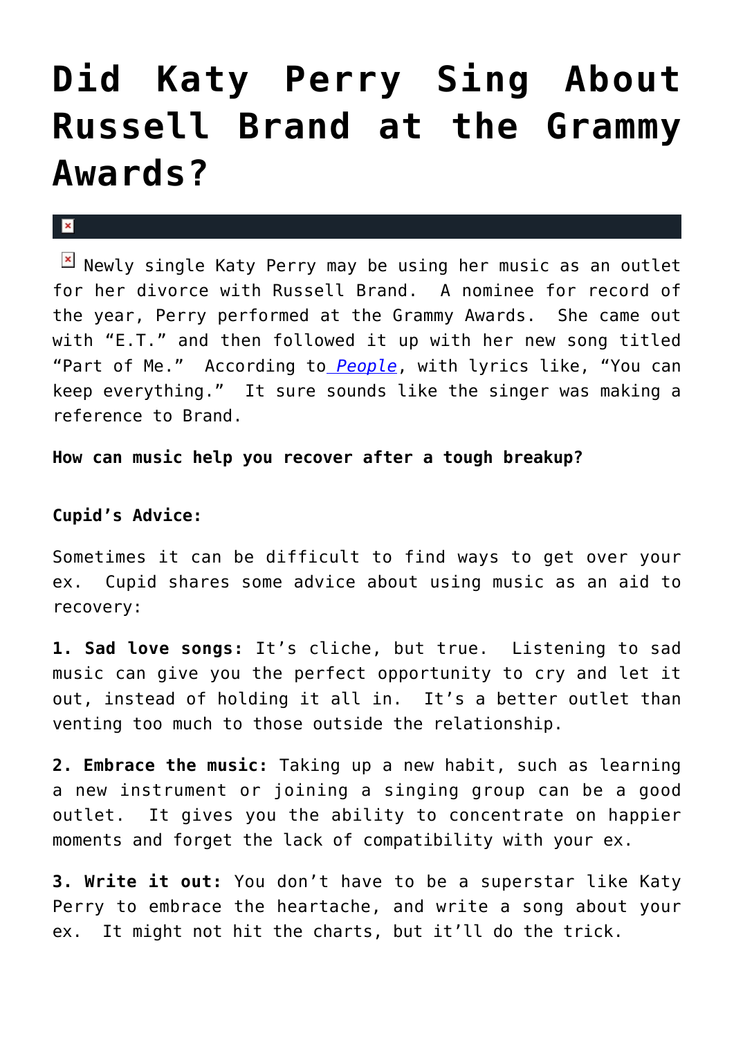# Did Katy Perry Sing About Russell Brand at the Grammy Awards?

Newly single Katy Perry may be using her music as an outlet for her divorce with Russell Brand. A nominee for record of the year, Perry performed at the Grammy Awards. She came out with "E.T." and then followed it up with her new song titled "Part of Me." According to *People*, with lyrics like, "You can keep everything." It sure sounds like the singer was making a reference to Brand.

**How can music help you recover after a tough breakup?**

**Cupid's Advice:**

Sometimes it can be difficult to find ways to get over your ex. Cupid shares some advice about using music as an aid to recovery:

**1. Sad love songs:** It's cliche, but true. Listening to sad music can give you the perfect opportunity to cry and let it out, instead of holding it all in. It's a better outlet than venting too much to those outside the relationship.

**2. Embrace the music:** Taking up a new habit, such as learning a new instrument or joining a singing group can be a good outlet. It gives you the ability to concentrate on happier moments and forget the lack of compatibility with your ex.

**3. Write it out:** You don't have to be a superstar like Katy Perry to embrace the heartache, and write a song about your ex. It might not hit the charts, but it'll do the trick.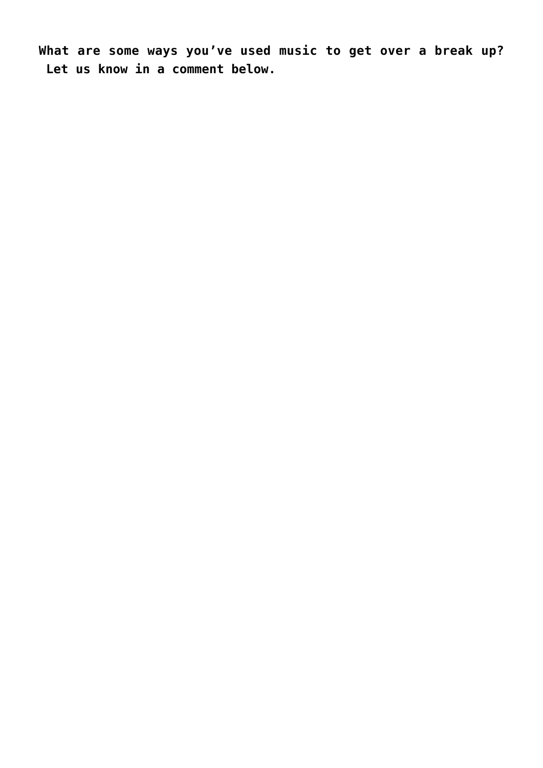**What are some ways you’ve used music to get over a break up? Let us know in a comment below.**